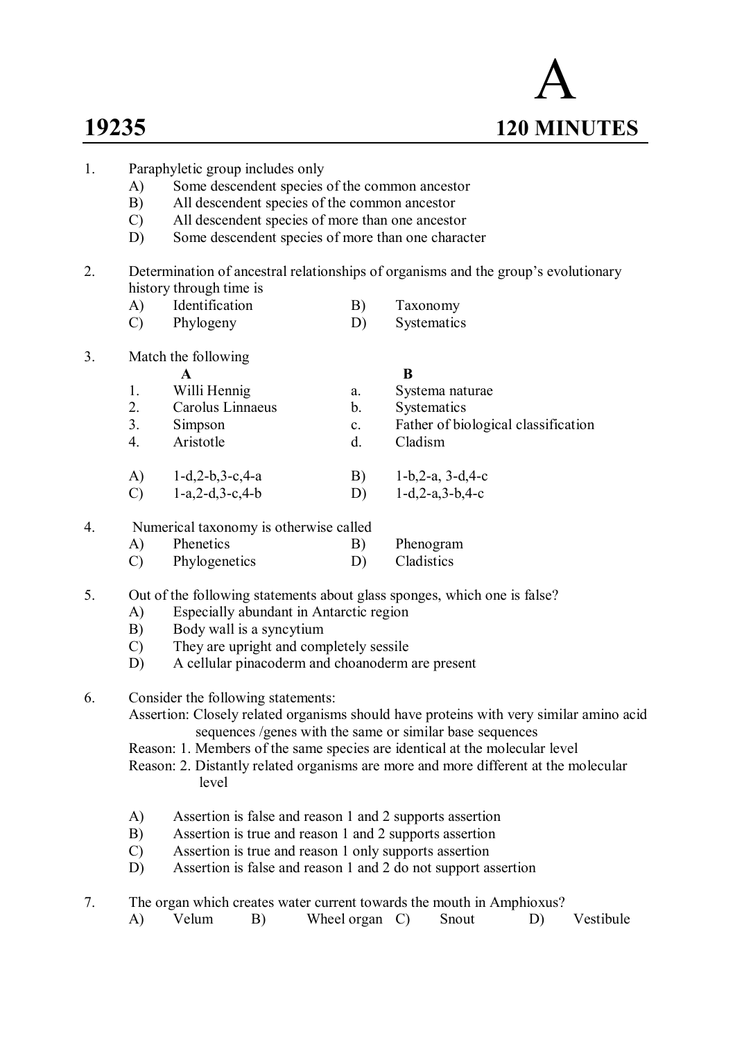# A

**19235** **120 MINUTES**

1. Paraphyletic group includes only
   - A) Some descendent species of the common ancestor
   - B) All descendent species of the common ancestor
   - C) All descendent species of more than one ancestor
   - D) Some descendent species of more than one character

2. Determination of ancestral relationships of organisms and the group's evolutionary history through time is
   - A) Identification
   - B) Taxonomy
   - C) Phylogeny
   - D) Systematics

3. Match the following

| | A | | B |
|---|---|---|---|
| 1. | Willi Hennig | a. | Systema naturae |
| 2. | Carolus Linnaeus | b. | Systematics |
| 3. | Simpson | c. | Father of biological classification |
| 4. | Aristotle | d. | Cladism |

   - A) 1-d,2-b,3-c,4-a
   - B) 1-b,2-a, 3-d,4-c
   - C) 1-a,2-d,3-c,4-b
   - D) 1-d,2-a,3-b,4-c

4. Numerical taxonomy is otherwise called
   - A) Phenetics
   - B) Phenogram
   - C) Phylogenetics
   - D) Cladistics

5. Out of the following statements about glass sponges, which one is false?
   - A) Especially abundant in Antarctic region
   - B) Body wall is a syncytium
   - C) They are upright and completely sessile
   - D) A cellular pinacoderm and choanoderm are present

6. Consider the following statements:
   Assertion: Closely related organisms should have proteins with very similar amino acid sequences /genes with the same or similar base sequences
   Reason: 1. Members of the same species are identical at the molecular level
   Reason: 2. Distantly related organisms are more and more different at the molecular level

   - A) Assertion is false and reason 1 and 2 supports assertion
   - B) Assertion is true and reason 1 and 2 supports assertion
   - C) Assertion is true and reason 1 only supports assertion
   - D) Assertion is false and reason 1 and 2 do not support assertion

7. The organ which creates water current towards the mouth in Amphioxus?
   - A) Velum
   - B) Wheel organ
   - C) Snout
   - D) Vestibule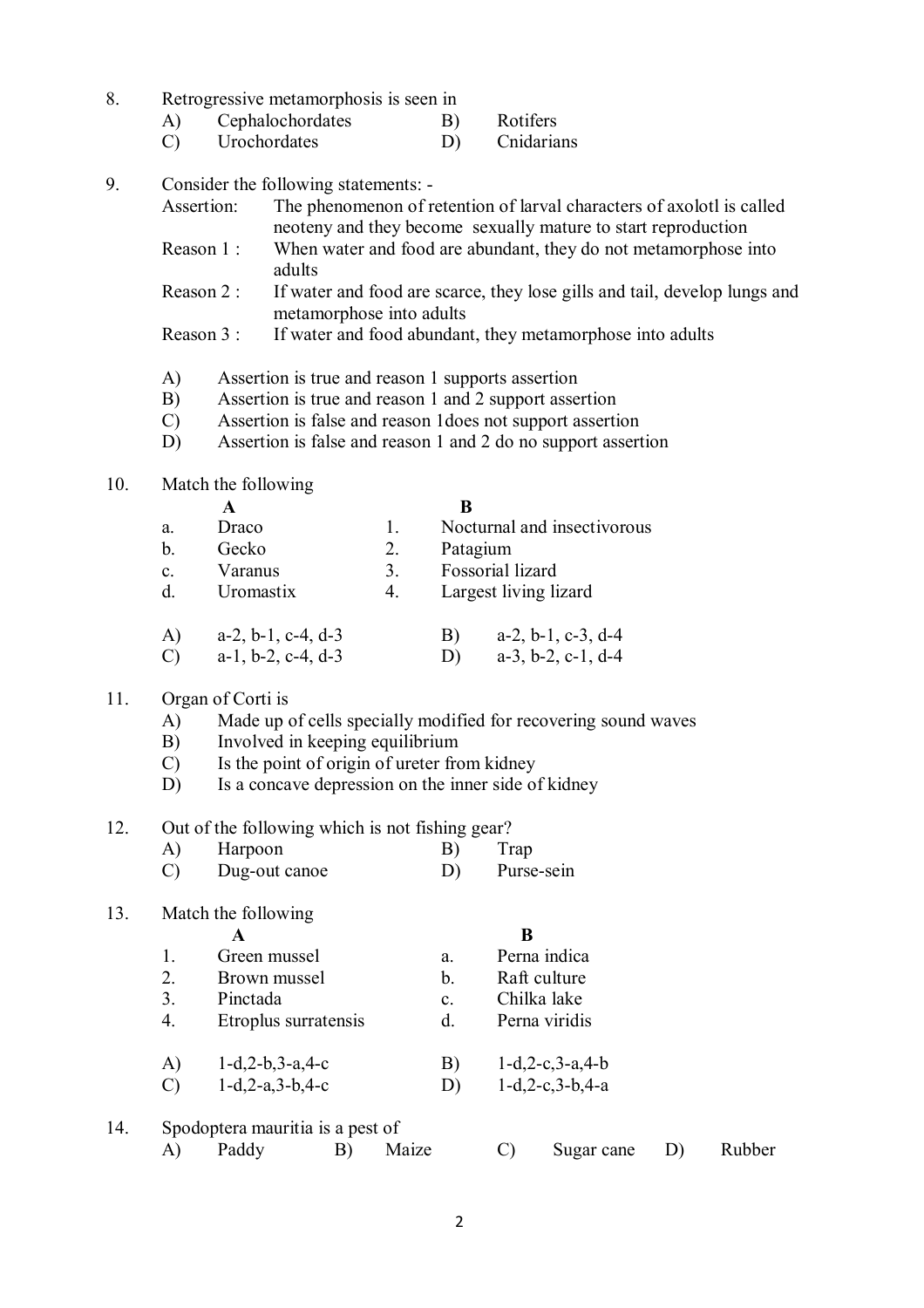8. Retrogressive metamorphosis is seen in

A) Cephalochordates B) Rotifers
C) Urochordates D) Cnidarians

9. Consider the following statements: -

Assertion: The phenomenon of retention of larval characters of axolotl is called neoteny and they become sexually mature to start reproduction

Reason 1 : When water and food are abundant, they do not metamorphose into adults

Reason 2 : If water and food are scarce, they lose gills and tail, develop lungs and metamorphose into adults

Reason 3 : If water and food abundant, they metamorphose into adults

A) Assertion is true and reason 1 supports assertion
B) Assertion is true and reason 1 and 2 support assertion
C) Assertion is false and reason 1does not support assertion
D) Assertion is false and reason 1 and 2 do no support assertion

10. Match the following

| | A | | B |
|---|---|---|---|
| a. | Draco | 1. | Nocturnal and insectivorous |
| b. | Gecko | 2. | Patagium |
| c. | Varanus | 3. | Fossorial lizard |
| d. | Uromastix | 4. | Largest living lizard |

A) a-2, b-1, c-4, d-3 B) a-2, b-1, c-3, d-4
C) a-1, b-2, c-4, d-3 D) a-3, b-2, c-1, d-4

11. Organ of Corti is

A) Made up of cells specially modified for recovering sound waves
B) Involved in keeping equilibrium
C) Is the point of origin of ureter from kidney
D) Is a concave depression on the inner side of kidney

12. Out of the following which is not fishing gear?

A) Harpoon B) Trap
C) Dug-out canoe D) Purse-sein

13. Match the following

| | A | | B |
|---|---|---|---|
| 1. | Green mussel | a. | Perna indica |
| 2. | Brown mussel | b. | Raft culture |
| 3. | Pinctada | c. | Chilka lake |
| 4. | Etroplus surratensis | d. | Perna viridis |

A) 1-d,2-b,3-a,4-c B) 1-d,2-c,3-a,4-b
C) 1-d,2-a,3-b,4-c D) 1-d,2-c,3-b,4-a

14. Spodoptera mauritia is a pest of

A) Paddy B) Maize C) Sugar cane D) Rubber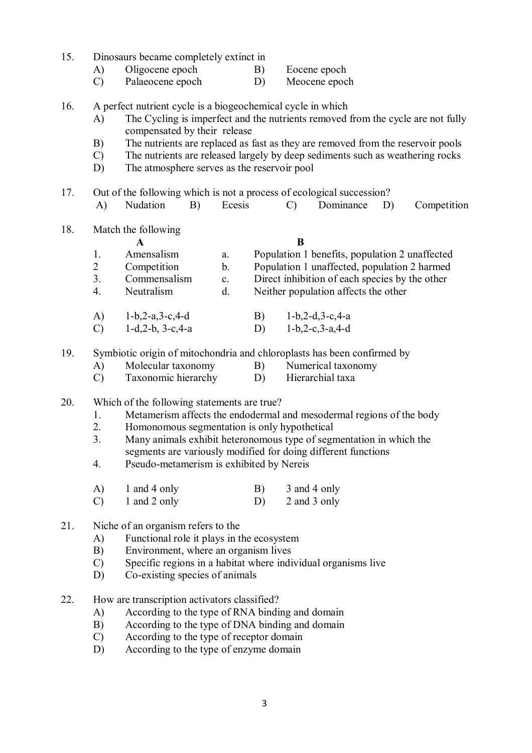15. Dinosaurs became completely extinct in

    A) Oligocene epoch  B) Eocene epoch
    C) Palaeocene epoch  D) Meocene epoch

16. A perfect nutrient cycle is a biogeochemical cycle in which

    A) The Cycling is imperfect and the nutrients removed from the cycle are not fully compensated by their release
    B) The nutrients are replaced as fast as they are removed from the reservoir pools
    C) The nutrients are released largely by deep sediments such as weathering rocks
    D) The atmosphere serves as the reservoir pool

17. Out of the following which is not a process of ecological succession?

    A) Nudation  B) Ecesis  C) Dominance  D) Competition

18. Match the following

| | A | | B |
|---|---|---|---|
| 1. | Amensalism | a. | Population 1 benefits, population 2 unaffected |
| 2 | Competition | b. | Population 1 unaffected, population 2 harmed |
| 3. | Commensalism | c. | Direct inhibition of each species by the other |
| 4. | Neutralism | d. | Neither population affects the other |

    A) 1-b,2-a,3-c,4-d  B) 1-b,2-d,3-c,4-a
    C) 1-d,2-b, 3-c,4-a  D) 1-b,2-c,3-a,4-d

19. Symbiotic origin of mitochondria and chloroplasts has been confirmed by

    A) Molecular taxonomy  B) Numerical taxonomy
    C) Taxonomic hierarchy  D) Hierarchial taxa

20. Which of the following statements are true?

    1. Metamerism affects the endodermal and mesodermal regions of the body
    2. Homonomous segmentation is only hypothetical
    3. Many animals exhibit heteronomous type of segmentation in which the segments are variously modified for doing different functions
    4. Pseudo-metamerism is exhibited by Nereis

    A) 1 and 4 only  B) 3 and 4 only
    C) 1 and 2 only  D) 2 and 3 only

21. Niche of an organism refers to the

    A) Functional role it plays in the ecosystem
    B) Environment, where an organism lives
    C) Specific regions in a habitat where individual organisms live
    D) Co-existing species of animals

22. How are transcription activators classified?

    A) According to the type of RNA binding and domain
    B) According to the type of DNA binding and domain
    C) According to the type of receptor domain
    D) According to the type of enzyme domain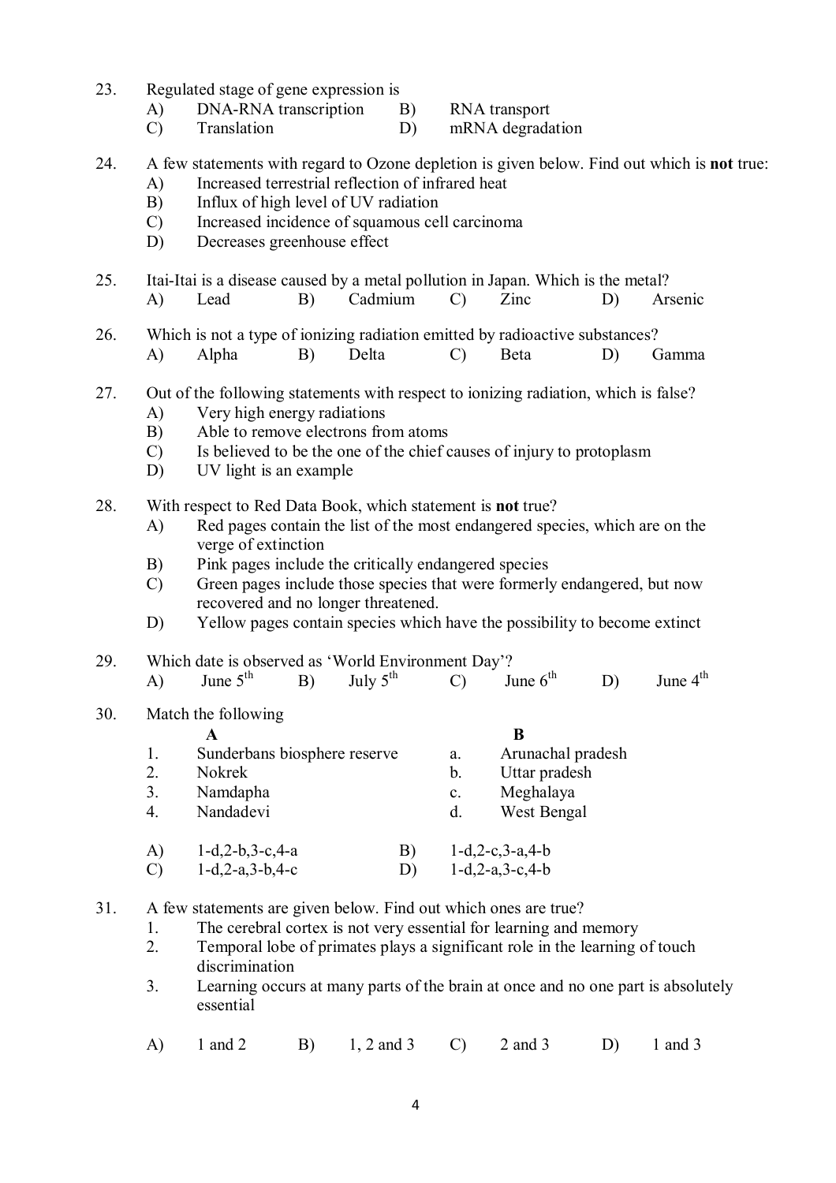23. Regulated stage of gene expression is

    A) DNA-RNA transcription  B) RNA transport
    C) Translation  D) mRNA degradation

24. A few statements with regard to Ozone depletion is given below. Find out which is **not** true:

    A) Increased terrestrial reflection of infrared heat
    B) Influx of high level of UV radiation
    C) Increased incidence of squamous cell carcinoma
    D) Decreases greenhouse effect

25. Itai-Itai is a disease caused by a metal pollution in Japan. Which is the metal?

    A) Lead  B) Cadmium  C) Zinc  D) Arsenic

26. Which is not a type of ionizing radiation emitted by radioactive substances?

    A) Alpha  B) Delta  C) Beta  D) Gamma

27. Out of the following statements with respect to ionizing radiation, which is false?

    A) Very high energy radiations
    B) Able to remove electrons from atoms
    C) Is believed to be the one of the chief causes of injury to protoplasm
    D) UV light is an example

28. With respect to Red Data Book, which statement is **not** true?

    A) Red pages contain the list of the most endangered species, which are on the verge of extinction
    B) Pink pages include the critically endangered species
    C) Green pages include those species that were formerly endangered, but now recovered and no longer threatened.
    D) Yellow pages contain species which have the possibility to become extinct

29. Which date is observed as 'World Environment Day'?

    A) June $5^{th}$  B) July $5^{th}$  C) June $6^{th}$  D) June $4^{th}$

30. Match the following

| | A | | B |
|---|---|---|---|
| 1. | Sunderbans biosphere reserve | a. | Arunachal pradesh |
| 2. | Nokrek | b. | Uttar pradesh |
| 3. | Namdapha | c. | Meghalaya |
| 4. | Nandadevi | d. | West Bengal |

    A) 1-d,2-b,3-c,4-a  B) 1-d,2-c,3-a,4-b
    C) 1-d,2-a,3-b,4-c  D) 1-d,2-a,3-c,4-b

31. A few statements are given below. Find out which ones are true?

    1. The cerebral cortex is not very essential for learning and memory
    2. Temporal lobe of primates plays a significant role in the learning of touch discrimination
    3. Learning occurs at many parts of the brain at once and no one part is absolutely essential

    A) 1 and 2  B) 1, 2 and 3  C) 2 and 3  D) 1 and 3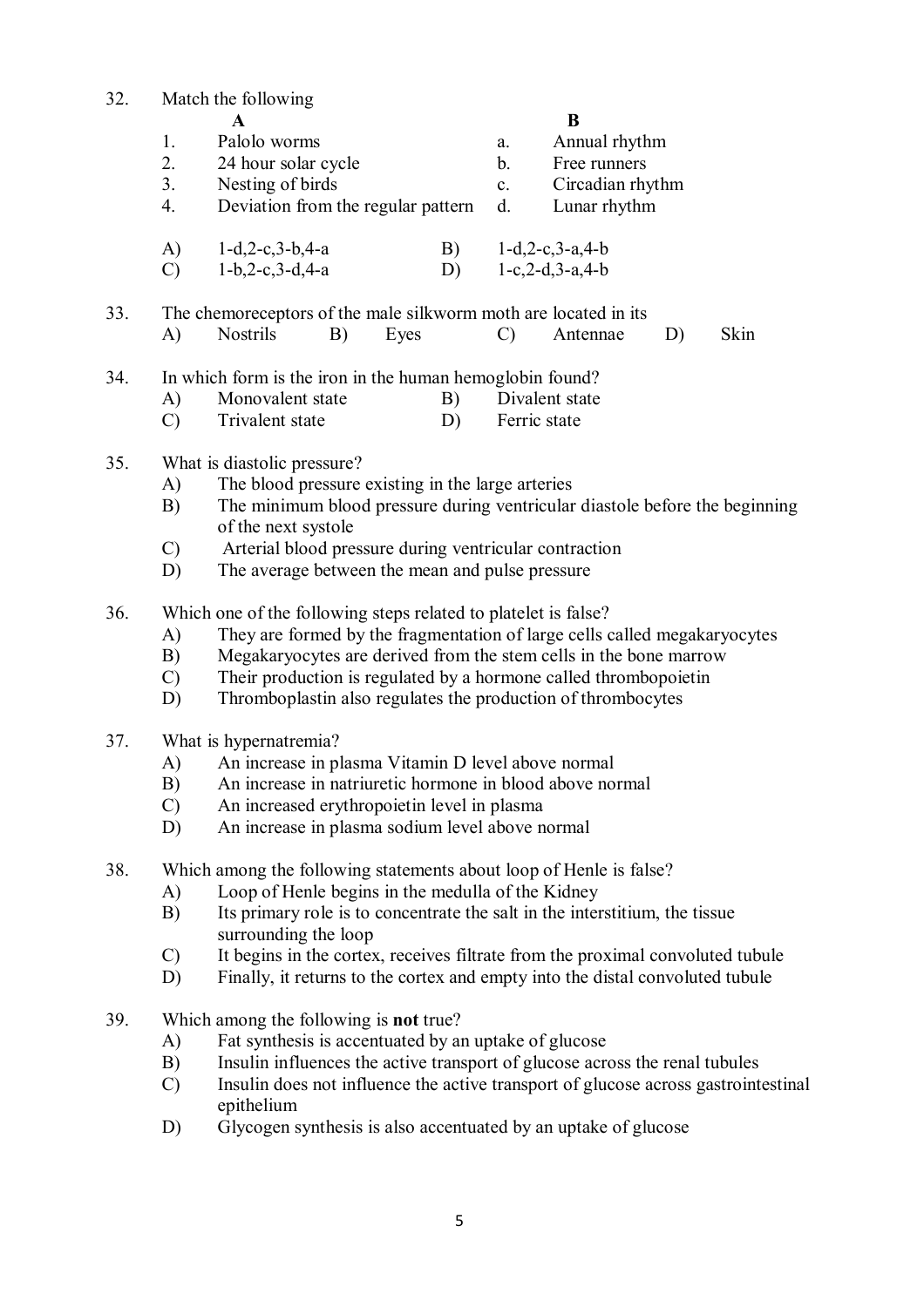32. Match the following

| | A | | B |
|---|---|---|---|
| 1. | Palolo worms | a. | Annual rhythm |
| 2. | 24 hour solar cycle | b. | Free runners |
| 3. | Nesting of birds | c. | Circadian rhythm |
| 4. | Deviation from the regular pattern | d. | Lunar rhythm |

A) 1-d,2-c,3-b,4-a
B) 1-d,2-c,3-a,4-b
C) 1-b,2-c,3-d,4-a
D) 1-c,2-d,3-a,4-b

33. The chemoreceptors of the male silkworm moth are located in its
A) Nostrils
B) Eyes
C) Antennae
D) Skin

34. In which form is the iron in the human hemoglobin found?
A) Monovalent state
B) Divalent state
C) Trivalent state
D) Ferric state

35. What is diastolic pressure?
A) The blood pressure existing in the large arteries
B) The minimum blood pressure during ventricular diastole before the beginning of the next systole
C) Arterial blood pressure during ventricular contraction
D) The average between the mean and pulse pressure

36. Which one of the following steps related to platelet is false?
A) They are formed by the fragmentation of large cells called megakaryocytes
B) Megakaryocytes are derived from the stem cells in the bone marrow
C) Their production is regulated by a hormone called thrombopoietin
D) Thromboplastin also regulates the production of thrombocytes

37. What is hypernatremia?
A) An increase in plasma Vitamin D level above normal
B) An increase in natriuretic hormone in blood above normal
C) An increased erythropoietin level in plasma
D) An increase in plasma sodium level above normal

38. Which among the following statements about loop of Henle is false?
A) Loop of Henle begins in the medulla of the Kidney
B) Its primary role is to concentrate the salt in the interstitium, the tissue surrounding the loop
C) It begins in the cortex, receives filtrate from the proximal convoluted tubule
D) Finally, it returns to the cortex and empty into the distal convoluted tubule

39. Which among the following is **not** true?
A) Fat synthesis is accentuated by an uptake of glucose
B) Insulin influences the active transport of glucose across the renal tubules
C) Insulin does not influence the active transport of glucose across gastrointestinal epithelium
D) Glycogen synthesis is also accentuated by an uptake of glucose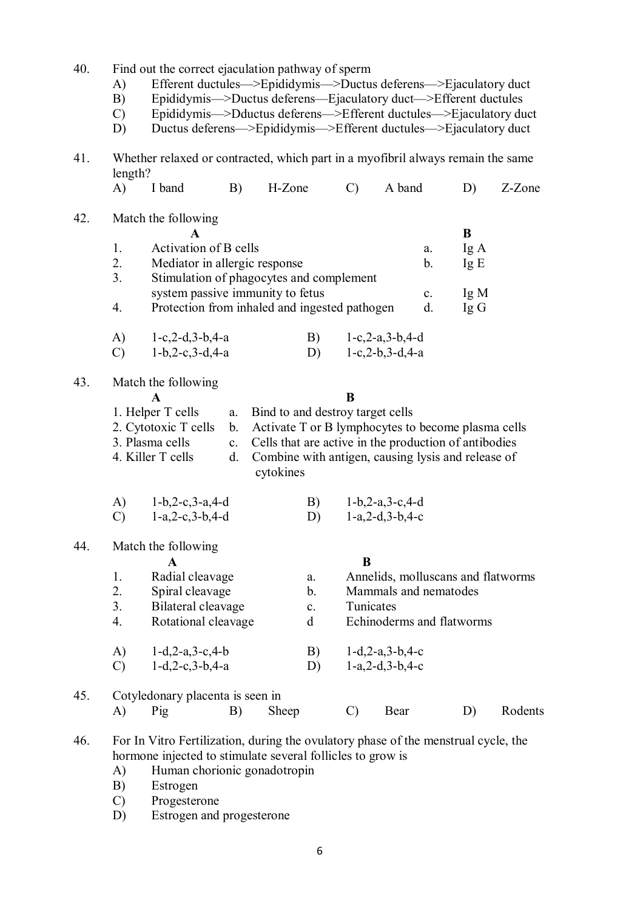40. Find out the correct ejaculation pathway of sperm

A) Efferent ductules—>Epididymis—>Ductus deferens—>Ejaculatory duct
B) Epididymis—>Ductus deferens—Ejaculatory duct—>Efferent ductules
C) Epididymis—>Dductus deferens—>Efferent ductules—>Ejaculatory duct
D) Ductus deferens—>Epididymis—>Efferent ductules—>Ejaculatory duct

41. Whether relaxed or contracted, which part in a myofibril always remain the same length?

A) I band B) H-Zone C) A band D) Z-Zone

42. Match the following

| | A | | B |
|---|---|---|---|
| 1. | Activation of B cells | a. | Ig A |
| 2. | Mediator in allergic response | b. | Ig E |
| 3. | Stimulation of phagocytes and complement system passive immunity to fetus | c. | Ig M |
| 4. | Protection from inhaled and ingested pathogen | d. | Ig G |

A) 1-c,2-d,3-b,4-a
B) 1-c,2-a,3-b,4-d
C) 1-b,2-c,3-d,4-a
D) 1-c,2-b,3-d,4-a

43. Match the following

| A | | B |
|---|---|---|
| 1. Helper T cells | a. | Bind to and destroy target cells |
| 2. Cytotoxic T cells | b. | Activate T or B lymphocytes to become plasma cells |
| 3. Plasma cells | c. | Cells that are active in the production of antibodies |
| 4. Killer T cells | d. | Combine with antigen, causing lysis and release of cytokines |

A) 1-b,2-c,3-a,4-d
B) 1-b,2-a,3-c,4-d
C) 1-a,2-c,3-b,4-d
D) 1-a,2-d,3-b,4-c

44. Match the following

| | A | | B |
|---|---|---|---|
| 1. | Radial cleavage | a. | Annelids, molluscans and flatworms |
| 2. | Spiral cleavage | b. | Mammals and nematodes |
| 3. | Bilateral cleavage | c. | Tunicates |
| 4. | Rotational cleavage | d | Echinoderms and flatworms |

A) 1-d,2-a,3-c,4-b
B) 1-d,2-a,3-b,4-c
C) 1-d,2-c,3-b,4-a
D) 1-a,2-d,3-b,4-c

45. Cotyledonary placenta is seen in

A) Pig B) Sheep C) Bear D) Rodents

46. For In Vitro Fertilization, during the ovulatory phase of the menstrual cycle, the hormone injected to stimulate several follicles to grow is

A) Human chorionic gonadotropin
B) Estrogen
C) Progesterone
D) Estrogen and progesterone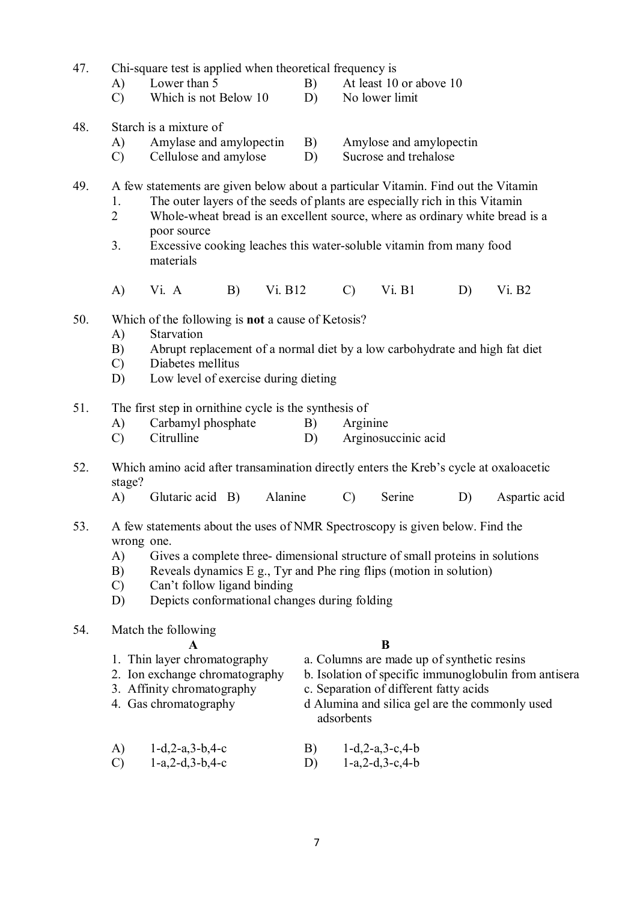47. Chi-square test is applied when theoretical frequency is
   - A) Lower than 5
   - B) At least 10 or above 10
   - C) Which is not Below 10
   - D) No lower limit

48. Starch is a mixture of
   - A) Amylase and amylopectin
   - B) Amylose and amylopectin
   - C) Cellulose and amylose
   - D) Sucrose and trehalose

49. A few statements are given below about a particular Vitamin. Find out the Vitamin
   1. The outer layers of the seeds of plants are especially rich in this Vitamin
   2. Whole-wheat bread is an excellent source, where as ordinary white bread is a poor source
   3. Excessive cooking leaches this water-soluble vitamin from many food materials

   - A) Vi. A
   - B) Vi. B12
   - C) Vi. B1
   - D) Vi. B2

50. Which of the following is **not** a cause of Ketosis?
   - A) Starvation
   - B) Abrupt replacement of a normal diet by a low carbohydrate and high fat diet
   - C) Diabetes mellitus
   - D) Low level of exercise during dieting

51. The first step in ornithine cycle is the synthesis of
   - A) Carbamyl phosphate
   - B) Arginine
   - C) Citrulline
   - D) Arginosuccinic acid

52. Which amino acid after transamination directly enters the Kreb's cycle at oxaloacetic stage?
   - A) Glutaric acid
   - B) Alanine
   - C) Serine
   - D) Aspartic acid

53. A few statements about the uses of NMR Spectroscopy is given below. Find the wrong one.
   - A) Gives a complete three- dimensional structure of small proteins in solutions
   - B) Reveals dynamics E g., Tyr and Phe ring flips (motion in solution)
   - C) Can't follow ligand binding
   - D) Depicts conformational changes during folding

54. Match the following

| A | B |
|---|---|
| 1. Thin layer chromatography | a. Columns are made up of synthetic resins |
| 2. Ion exchange chromatography | b. Isolation of specific immunoglobulin from antisera |
| 3. Affinity chromatography | c. Separation of different fatty acids |
| 4. Gas chromatography | d Alumina and silica gel are the commonly used adsorbents |

   - A) 1-d,2-a,3-b,4-c
   - B) 1-d,2-a,3-c,4-b
   - C) 1-a,2-d,3-b,4-c
   - D) 1-a,2-d,3-c,4-b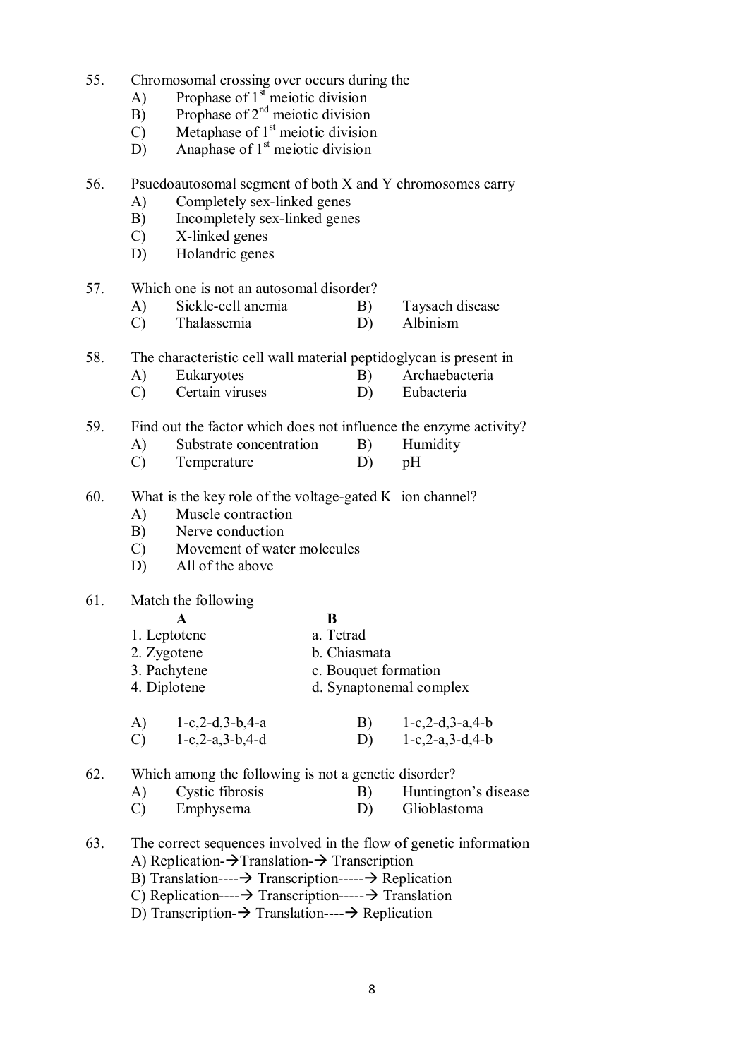55. Chromosomal crossing over occurs during the
    A) Prophase of 1[st] meiotic division
    B) Prophase of 2[nd] meiotic division
    C) Metaphase of 1[st] meiotic division
    D) Anaphase of 1[st] meiotic division

56. Psuedoautosomal segment of both X and Y chromosomes carry
    A) Completely sex-linked genes
    B) Incompletely sex-linked genes
    C) X-linked genes
    D) Holandric genes

57. Which one is not an autosomal disorder?
    A) Sickle-cell anemia
    B) Taysach disease
    C) Thalassemia
    D) Albinism

58. The characteristic cell wall material peptidoglycan is present in
    A) Eukaryotes
    B) Archaebacteria
    C) Certain viruses
    D) Eubacteria

59. Find out the factor which does not influence the enzyme activity?
    A) Substrate concentration
    B) Humidity
    C) Temperature
    D) pH

60. What is the key role of the voltage-gated $K^+$ ion channel?
    A) Muscle contraction
    B) Nerve conduction
    C) Movement of water molecules
    D) All of the above

61. Match the following

| A | B |
|---|---|
| 1. Leptotene | a. Tetrad |
| 2. Zygotene | b. Chiasmata |
| 3. Pachytene | c. Bouquet formation |
| 4. Diplotene | d. Synaptonemal complex |

    A) 1-c,2-d,3-b,4-a
    B) 1-c,2-d,3-a,4-b
    C) 1-c,2-a,3-b,4-d
    D) 1-c,2-a,3-d,4-b

62. Which among the following is not a genetic disorder?
    A) Cystic fibrosis
    B) Huntington's disease
    C) Emphysema
    D) Glioblastoma

63. The correct sequences involved in the flow of genetic information
    A) Replication→Translation→ Transcription
    B) Translation----→ Transcription-----→ Replication
    C) Replication----→ Transcription-----→ Translation
    D) Transcription-→ Translation----→ Replication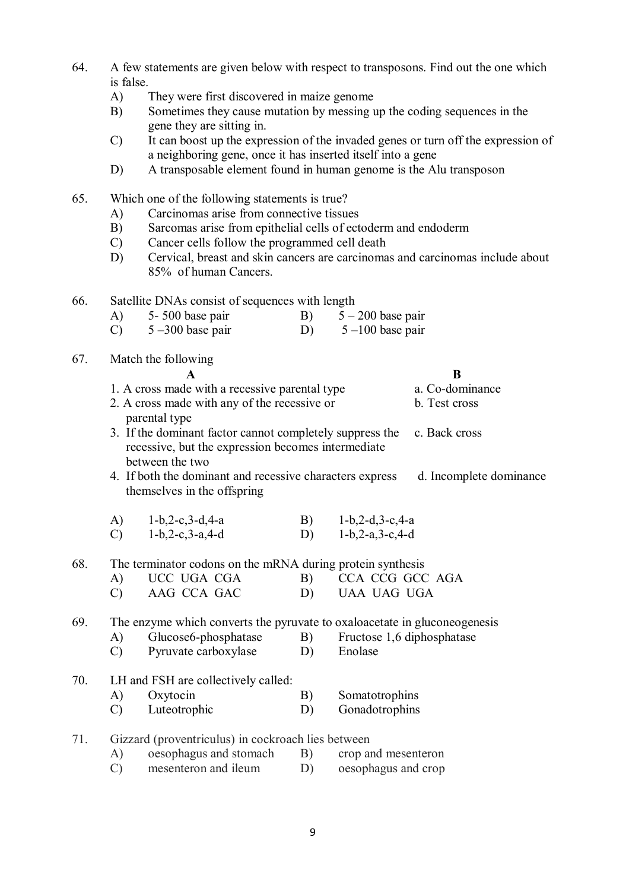64. A few statements are given below with respect to transposons. Find out the one which is false.

   A) They were first discovered in maize genome
   B) Sometimes they cause mutation by messing up the coding sequences in the gene they are sitting in.
   C) It can boost up the expression of the invaded genes or turn off the expression of a neighboring gene, once it has inserted itself into a gene
   D) A transposable element found in human genome is the Alu transposon

65. Which one of the following statements is true?

   A) Carcinomas arise from connective tissues
   B) Sarcomas arise from epithelial cells of ectoderm and endoderm
   C) Cancer cells follow the programmed cell death
   D) Cervical, breast and skin cancers are carcinomas and carcinomas include about 85% of human Cancers.

66. Satellite DNAs consist of sequences with length

   A) 5- 500 base pair
   B) 5 – 200 base pair
   C) 5 –300 base pair
   D) 5 –100 base pair

67. Match the following

| A | B |
|---|---|
| 1. A cross made with a recessive parental type | a. Co-dominance |
| 2. A cross made with any of the recessive or parental type | b. Test cross |
| 3. If the dominant factor cannot completely suppress the recessive, but the expression becomes intermediate between the two | c. Back cross |
| 4. If both the dominant and recessive characters express themselves in the offspring | d. Incomplete dominance |

   A) 1-b,2-c,3-d,4-a
   B) 1-b,2-d,3-c,4-a
   C) 1-b,2-c,3-a,4-d
   D) 1-b,2-a,3-c,4-d

68. The terminator codons on the mRNA during protein synthesis

   A) UCC UGA CGA
   B) CCA CCG GCC AGA
   C) AAG CCA GAC
   D) UAA UAG UGA

69. The enzyme which converts the pyruvate to oxaloacetate in gluconeogenesis

   A) Glucose6-phosphatase
   B) Fructose 1,6 diphosphatase
   C) Pyruvate carboxylase
   D) Enolase

70. LH and FSH are collectively called:

   A) Oxytocin
   B) Somatotrophins
   C) Luteotrophic
   D) Gonadotrophins

71. Gizzard (proventriculus) in cockroach lies between

   A) oesophagus and stomach
   B) crop and mesenteron
   C) mesenteron and ileum
   D) oesophagus and crop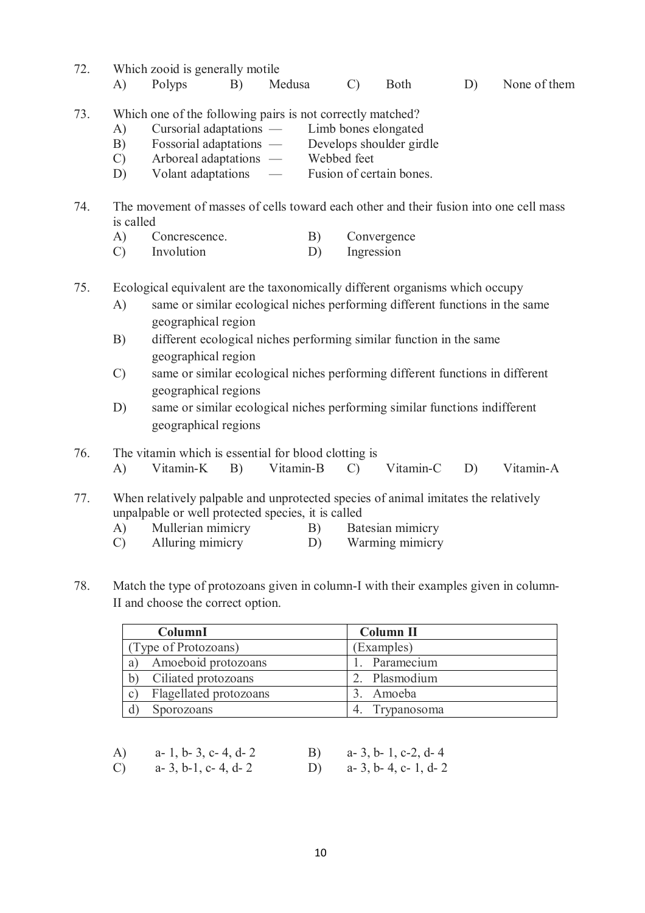72. Which zoid is generally motile

A) Polyps B) Medusa C) Both D) None of them

73. Which one of the following pairs is not correctly matched?

A) Cursorial adaptations — Limb bones elongated
B) Fossorial adaptations — Develops shoulder girdle
C) Arboreal adaptations — Webbed feet
D) Volant adaptations — Fusion of certain bones.

74. The movement of masses of cells toward each other and their fusion into one cell mass is called

A) Concrescence. B) Convergence
C) Involution D) Ingression

75. Ecological equivalent are the taxonomically different organisms which occupy

A) same or similar ecological niches performing different functions in the same geographical region
B) different ecological niches performing similar function in the same geographical region
C) same or similar ecological niches performing different functions in different geographical regions
D) same or similar ecological niches performing similar functions indifferent geographical regions

76. The vitamin which is essential for blood clotting is

A) Vitamin-K B) Vitamin-B C) Vitamin-C D) Vitamin-A

77. When relatively palpable and unprotected species of animal imitates the relatively unpalpable or well protected species, it is called

A) Mullerian mimicry B) Batesian mimicry
C) Alluring mimicry D) Warming mimicry

78. Match the type of protozoans given in column-I with their examples given in column-II and choose the correct option.

| ColumnI | Column II |
|---|---|
| (Type of Protozoans) | (Examples) |
| a) Amoeboid protozoans | 1. Paramecium |
| b) Ciliated protozoans | 2. Plasmodium |
| c) Flagellated protozoans | 3. Amoeba |
| d) Sporozoans | 4. Trypanosoma |

A) a- 1, b- 3, c- 4, d- 2 B) a- 3, b- 1, c-2, d- 4
C) a- 3, b-1, c- 4, d- 2 D) a- 3, b- 4, c- 1, d- 2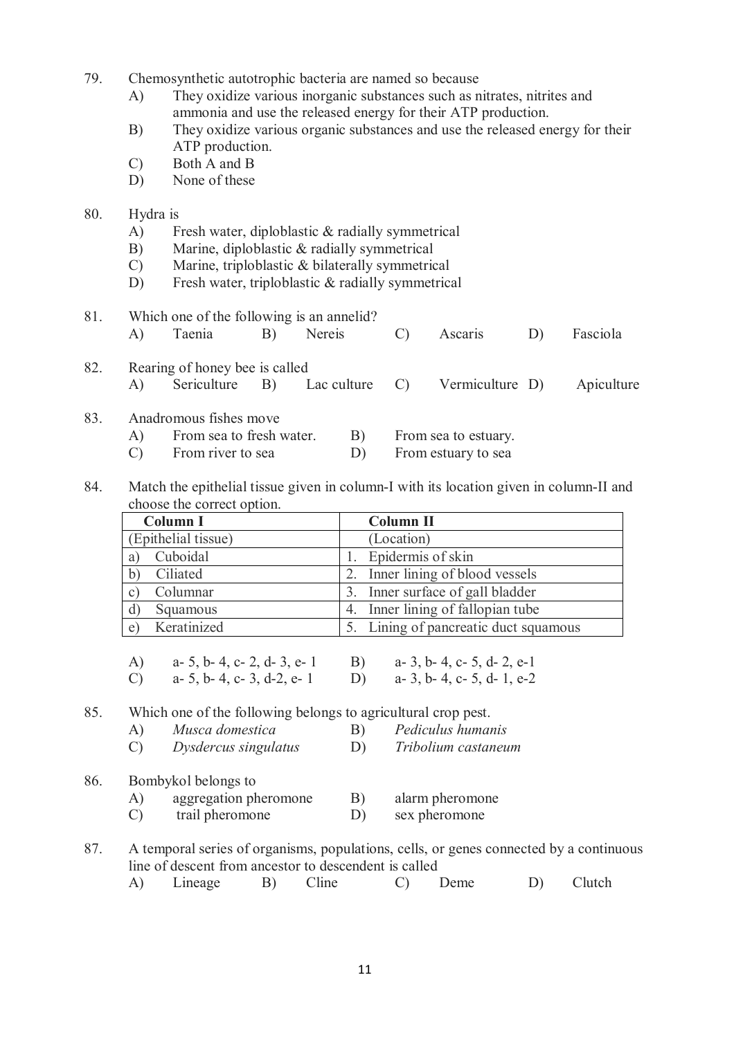79. Chemosynthetic autotrophic bacteria are named so because
   A) They oxidize various inorganic substances such as nitrates, nitrites and ammonia and use the released energy for their ATP production.
   B) They oxidize various organic substances and use the released energy for their ATP production.
   C) Both A and B
   D) None of these

80. Hydra is
   A) Fresh water, diploblastic & radially symmetrical
   B) Marine, diploblastic & radially symmetrical
   C) Marine, triploblastic & bilaterally symmetrical
   D) Fresh water, triploblastic & radially symmetrical

81. Which one of the following is an annelid?
   A) Taenia B) Nereis C) Ascaris D) Fasciola

82. Rearing of honey bee is called
   A) Sericulture B) Lac culture C) Vermiculture D) Apiculture

83. Anadromous fishes move
   A) From sea to fresh water. B) From sea to estuary.
   C) From river to sea D) From estuary to sea

84. Match the epithelial tissue given in column-I with its location given in column-II and choose the correct option.

| Column I | Column II |
|---|---|
| (Epithelial tissue) | (Location) |
| a) Cuboidal | 1. Epidermis of skin |
| b) Ciliated | 2. Inner lining of blood vessels |
| c) Columnar | 3. Inner surface of gall bladder |
| d) Squamous | 4. Inner lining of fallopian tube |
| e) Keratinized | 5. Lining of pancreatic duct squamous |

   A) a- 5, b- 4, c- 2, d- 3, e- 1 B) a- 3, b- 4, c- 5, d- 2, e-1
   C) a- 5, b- 4, c- 3, d-2, e- 1 D) a- 3, b- 4, c- 5, d- 1, e-2

85. Which one of the following belongs to agricultural crop pest.
   A) *Musca domestica* B) *Pediculus humanis*
   C) *Dysdercus singulatus* D) *Tribolium castaneum*

86. Bombykol belongs to
   A) aggregation pheromone B) alarm pheromone
   C) trail pheromone D) sex pheromone

87. A temporal series of organisms, populations, cells, or genes connected by a continuous line of descent from ancestor to descendent is called
   A) Lineage B) Cline C) Deme D) Clutch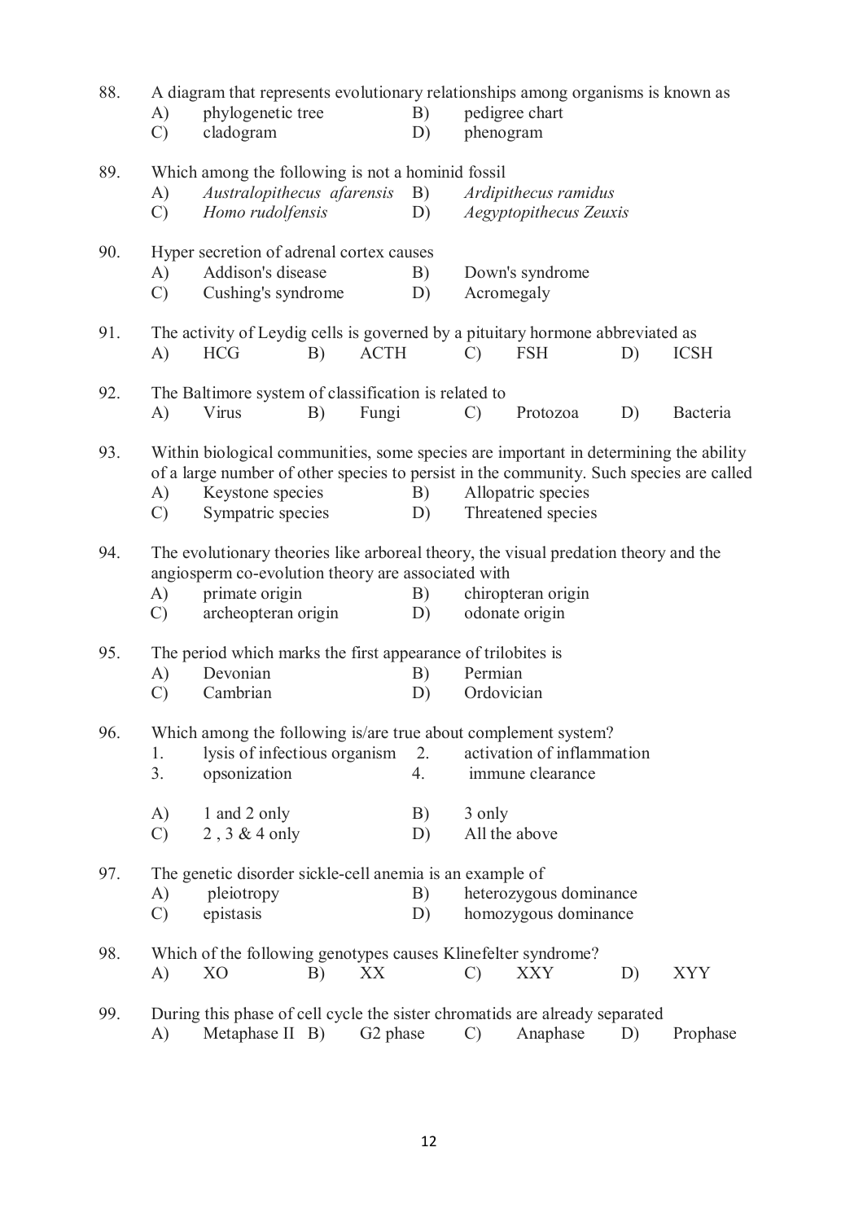88. A diagram that represents evolutionary relationships among organisms is known as
    A) phylogenetic tree  B) pedigree chart
    C) cladogram  D) phenogram

89. Which among the following is not a hominid fossil
    A) *Australopithecus afarensis*  B) *Ardipithecus ramidus*
    C) *Homo rudolfensis*  D) *Aegyptopithecus Zeuxis*

90. Hyper secretion of adrenal cortex causes
    A) Addison's disease  B) Down's syndrome
    C) Cushing's syndrome  D) Acromegaly

91. The activity of Leydig cells is governed by a pituitary hormone abbreviated as
    A) HCG  B) ACTH  C) FSH  D) ICSH

92. The Baltimore system of classification is related to
    A) Virus  B) Fungi  C) Protozoa  D) Bacteria

93. Within biological communities, some species are important in determining the ability of a large number of other species to persist in the community. Such species are called
    A) Keystone species  B) Allopatric species
    C) Sympatric species  D) Threatened species

94. The evolutionary theories like arboreal theory, the visual predation theory and the angiosperm co-evolution theory are associated with
    A) primate origin  B) chiropteran origin
    C) archeopteran origin  D) odonate origin

95. The period which marks the first appearance of trilobites is
    A) Devonian  B) Permian
    C) Cambrian  D) Ordovician

96. Which among the following is/are true about complement system?
    1. lysis of infectious organism  2. activation of inflammation
    3. opsonization  4. immune clearance

    A) 1 and 2 only  B) 3 only
    C) 2 , 3 & 4 only  D) All the above

97. The genetic disorder sickle-cell anemia is an example of
    A) pleiotropy  B) heterozygous dominance
    C) epistasis  D) homozygous dominance

98. Which of the following genotypes causes Klinefelter syndrome?
    A) XO  B) XX  C) XXY  D) XYY

99. During this phase of cell cycle the sister chromatids are already separated
    A) Metaphase II  B) G2 phase  C) Anaphase  D) Prophase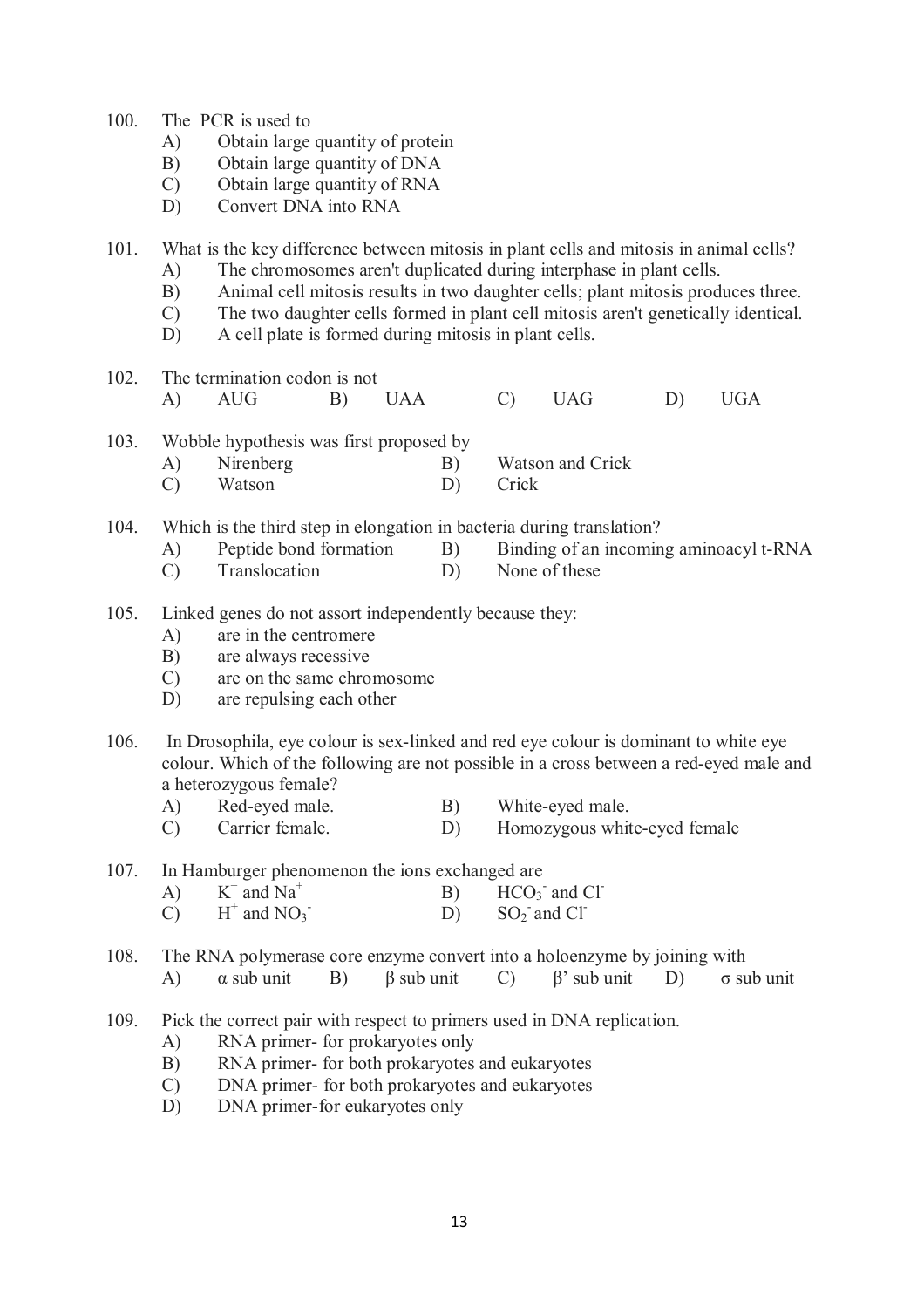100. The PCR is used to
   A) Obtain large quantity of protein
   B) Obtain large quantity of DNA
   C) Obtain large quantity of RNA
   D) Convert DNA into RNA

101. What is the key difference between mitosis in plant cells and mitosis in animal cells?
   A) The chromosomes aren't duplicated during interphase in plant cells.
   B) Animal cell mitosis results in two daughter cells; plant mitosis produces three.
   C) The two daughter cells formed in plant cell mitosis aren't genetically identical.
   D) A cell plate is formed during mitosis in plant cells.

102. The termination codon is not
   A) AUG   B) UAA   C) UAG   D) UGA

103. Wobble hypothesis was first proposed by
   A) Nirenberg   B) Watson and Crick
   C) Watson   D) Crick

104. Which is the third step in elongation in bacteria during translation?
   A) Peptide bond formation   B) Binding of an incoming aminoacyl t-RNA
   C) Translocation   D) None of these

105. Linked genes do not assort independently because they:
   A) are in the centromere
   B) are always recessive
   C) are on the same chromosome
   D) are repulsing each other

106. In Drosophila, eye colour is sex-linked and red eye colour is dominant to white eye colour. Which of the following are not possible in a cross between a red-eyed male and a heterozygous female?
   A) Red-eyed male.   B) White-eyed male.
   C) Carrier female.   D) Homozygous white-eyed female

107. In Hamburger phenomenon the ions exchanged are
   A) $K^+$ and $Na^+$   B) $HCO_3^-$ and $Cl^-$
   C) $H^+$ and $NO_3^-$   D) $SO_2^-$ and $Cl^-$

108. The RNA polymerase core enzyme convert into a holoenzyme by joining with
   A) α sub unit   B) β sub unit   C) β' sub unit   D) σ sub unit

109. Pick the correct pair with respect to primers used in DNA replication.
   A) RNA primer- for prokaryotes only
   B) RNA primer- for both prokaryotes and eukaryotes
   C) DNA primer- for both prokaryotes and eukaryotes
   D) DNA primer-for eukaryotes only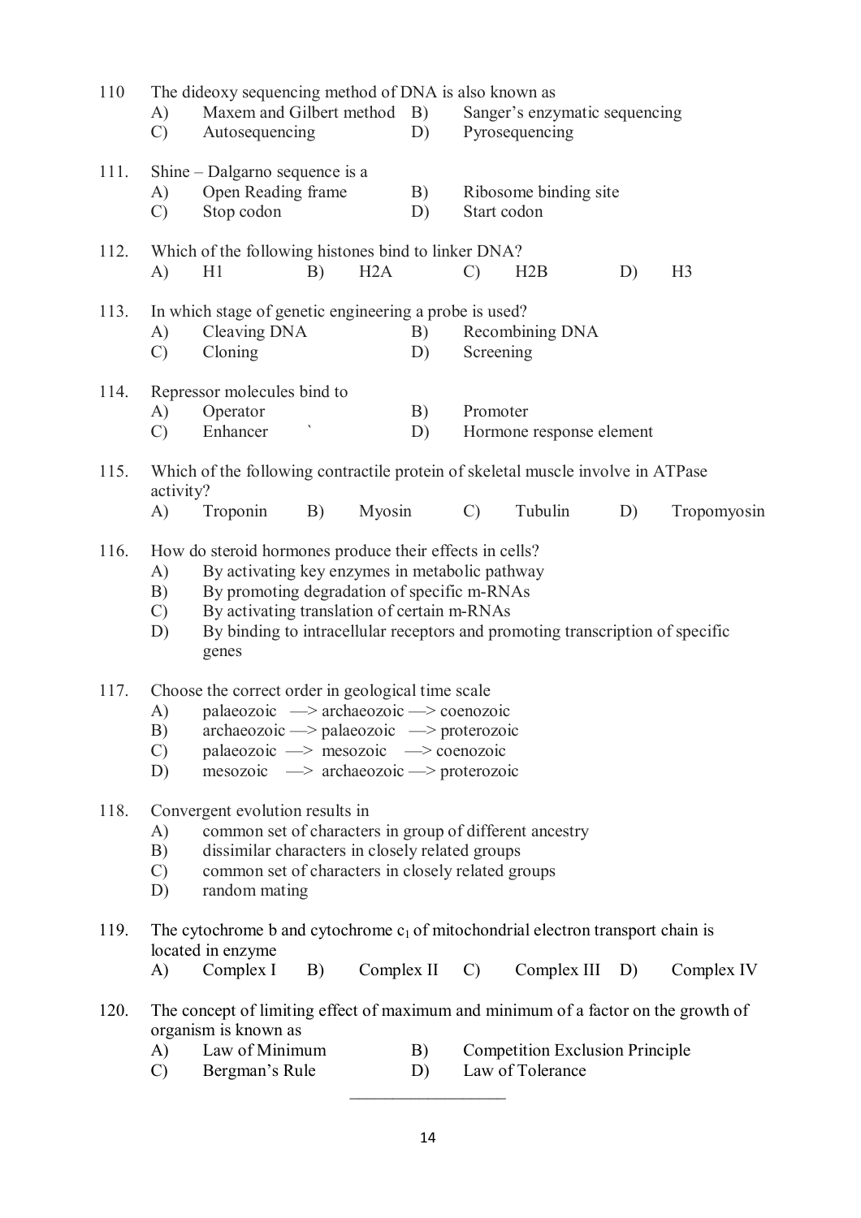110 The dideoxy sequencing method of DNA is also known as

A) Maxem and Gilbert method B) Sanger's enzymatic sequencing
C) Autosequencing D) Pyrosequencing

111. Shine – Dalgarno sequence is a

A) Open Reading frame B) Ribosome binding site
C) Stop codon D) Start codon

112. Which of the following histones bind to linker DNA?

A) H1 B) H2A C) H2B D) H3

113. In which stage of genetic engineering a probe is used?

A) Cleaving DNA B) Recombining DNA
C) Cloning D) Screening

114. Repressor molecules bind to

A) Operator B) Promoter
C) Enhancer ` D) Hormone response element

115. Which of the following contractile protein of skeletal muscle involve in ATPase activity?

A) Troponin B) Myosin C) Tubulin D) Tropomyosin

116. How do steroid hormones produce their effects in cells?

A) By activating key enzymes in metabolic pathway
B) By promoting degradation of specific m-RNAs
C) By activating translation of certain m-RNAs
D) By binding to intracellular receptors and promoting transcription of specific genes

117. Choose the correct order in geological time scale

A) palaeozoic —> archaeozoic —> coenozoic
B) archaeozoic —> palaeozoic —> proterozoic
C) palaeozoic —> mesozoic —> coenozoic
D) mesozoic —> archaeozoic —> proterozoic

118. Convergent evolution results in

A) common set of characters in group of different ancestry
B) dissimilar characters in closely related groups
C) common set of characters in closely related groups
D) random mating

119. The cytochrome b and cytochrome $c_1$ of mitochondrial electron transport chain is located in enzyme

A) Complex I B) Complex II C) Complex III D) Complex IV

120. The concept of limiting effect of maximum and minimum of a factor on the growth of organism is known as

A) Law of Minimum B) Competition Exclusion Principle
C) Bergman's Rule D) Law of Tolerance

___________________